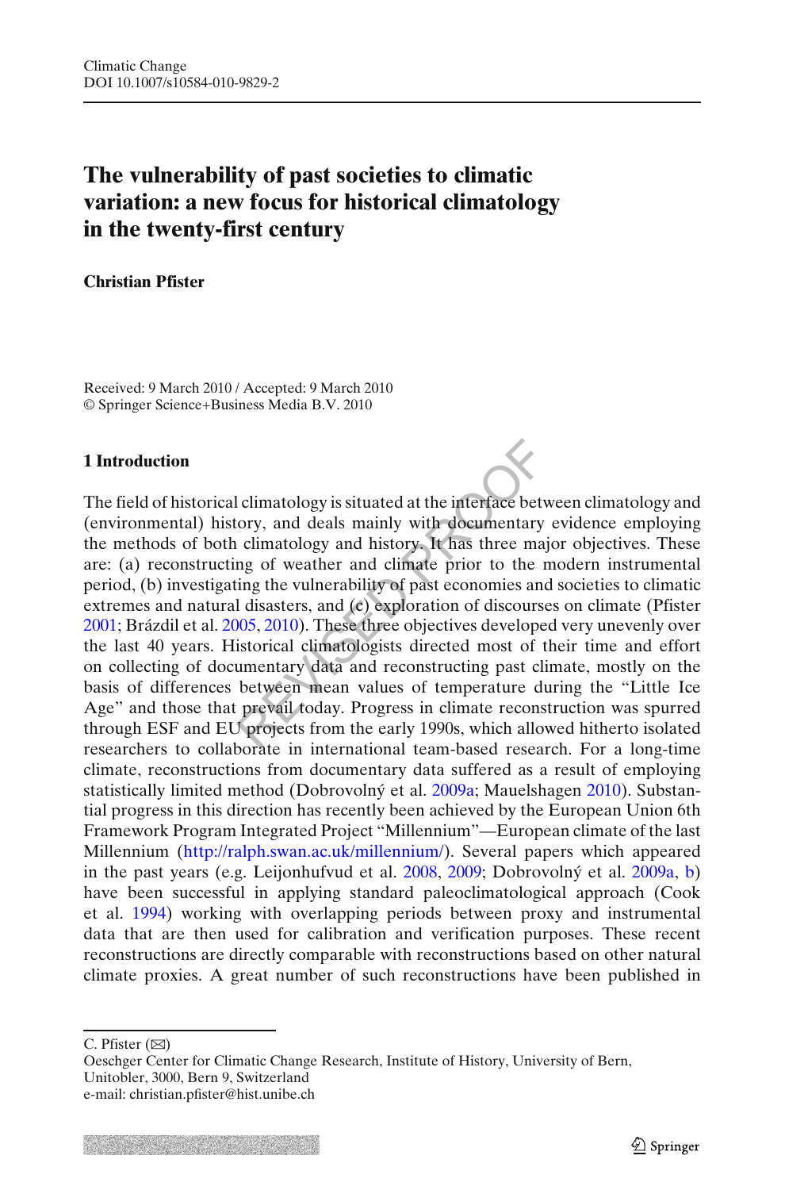Climatic Change
DOI 10.1007/s10584-010-9829-2

# The vulnerability of past societies to climatic variation: a new focus for historical climatology in the twenty-first century

**Christian Pfister**

Received: 9 March 2010 / Accepted: 9 March 2010
© Springer Science+Business Media B.V. 2010

## 1 Introduction

The field of historical climatology is situated at the interface between climatology and (environmental) history, and deals mainly with documentary evidence employing the methods of both climatology and history. It has three major objectives. These are: (a) reconstructing of weather and climate prior to the modern instrumental period, (b) investigating the vulnerability of past economies and societies to climatic extremes and natural disasters, and (c) exploration of discourses on climate (Pfister 2001; Brázdil et al. 2005, 2010). These three objectives developed very unevenly over the last 40 years. Historical climatologists directed most of their time and effort on collecting of documentary data and reconstructing past climate, mostly on the basis of differences between mean values of temperature during the "Little Ice Age" and those that prevail today. Progress in climate reconstruction was spurred through ESF and EU projects from the early 1990s, which allowed hitherto isolated researchers to collaborate in international team-based research. For a long-time climate, reconstructions from documentary data suffered as a result of employing statistically limited method (Dobrovolný et al. 2009a; Mauelshagen 2010). Substantial progress in this direction has recently been achieved by the European Union 6th Framework Program Integrated Project "Millennium"—European climate of the last Millennium (http://ralph.swan.ac.uk/millennium/). Several papers which appeared in the past years (e.g. Leijonhufvud et al. 2008, 2009; Dobrovolný et al. 2009a, b) have been successful in applying standard paleoclimatological approach (Cook et al. 1994) working with overlapping periods between proxy and instrumental data that are then used for calibration and verification purposes. These recent reconstructions are directly comparable with reconstructions based on other natural climate proxies. A great number of such reconstructions have been published in

---

C. Pfister (✉)
Oeschger Center for Climatic Change Research, Institute of History, University of Bern, Unitobler, 3000, Bern 9, Switzerland
e-mail: christian.pfister@hist.unibe.ch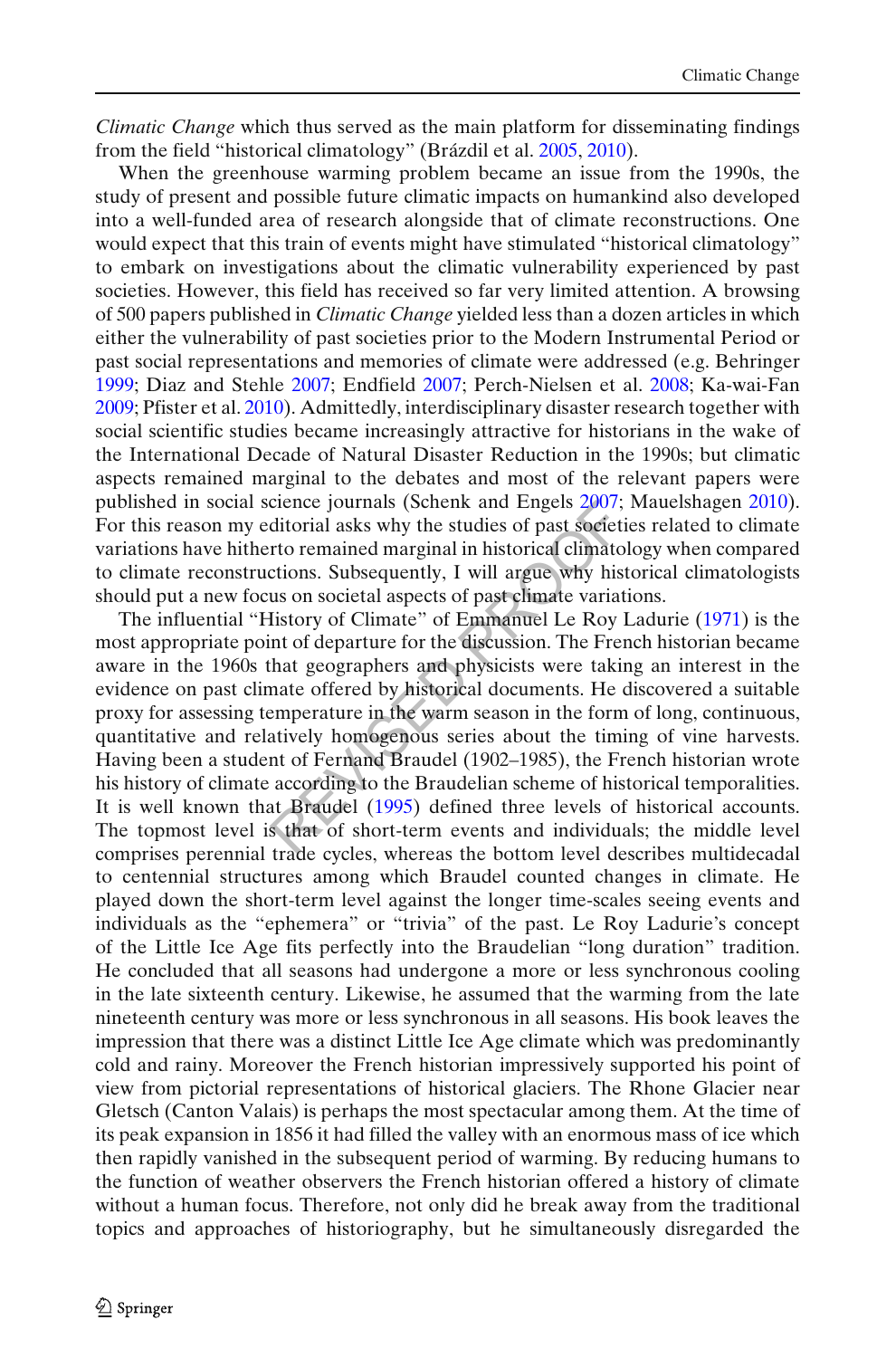*Climatic Change* which thus served as the main platform for disseminating findings from the field "historical climatology" (Brázdil et al. 2005, 2010).

When the greenhouse warming problem became an issue from the 1990s, the study of present and possible future climatic impacts on humankind also developed into a well-funded area of research alongside that of climate reconstructions. One would expect that this train of events might have stimulated "historical climatology" to embark on investigations about the climatic vulnerability experienced by past societies. However, this field has received so far very limited attention. A browsing of 500 papers published in *Climatic Change* yielded less than a dozen articles in which either the vulnerability of past societies prior to the Modern Instrumental Period or past social representations and memories of climate were addressed (e.g. Behringer 1999; Diaz and Stehle 2007; Endfield 2007; Perch-Nielsen et al. 2008; Ka-wai-Fan 2009; Pfister et al. 2010). Admittedly, interdisciplinary disaster research together with social scientific studies became increasingly attractive for historians in the wake of the International Decade of Natural Disaster Reduction in the 1990s; but climatic aspects remained marginal to the debates and most of the relevant papers were published in social science journals (Schenk and Engels 2007; Mauelshagen 2010). For this reason my editorial asks why the studies of past societies related to climate variations have hitherto remained marginal in historical climatology when compared to climate reconstructions. Subsequently, I will argue why historical climatologists should put a new focus on societal aspects of past climate variations.

The influential "History of Climate" of Emmanuel Le Roy Ladurie (1971) is the most appropriate point of departure for the discussion. The French historian became aware in the 1960s that geographers and physicists were taking an interest in the evidence on past climate offered by historical documents. He discovered a suitable proxy for assessing temperature in the warm season in the form of long, continuous, quantitative and relatively homogenous series about the timing of vine harvests. Having been a student of Fernand Braudel (1902–1985), the French historian wrote his history of climate according to the Braudelian scheme of historical temporalities. It is well known that Braudel (1995) defined three levels of historical accounts. The topmost level is that of short-term events and individuals; the middle level comprises perennial trade cycles, whereas the bottom level describes multidecadal to centennial structures among which Braudel counted changes in climate. He played down the short-term level against the longer time-scales seeing events and individuals as the "ephemera" or "trivia" of the past. Le Roy Ladurie's concept of the Little Ice Age fits perfectly into the Braudelian "long duration" tradition. He concluded that all seasons had undergone a more or less synchronous cooling in the late sixteenth century. Likewise, he assumed that the warming from the late nineteenth century was more or less synchronous in all seasons. His book leaves the impression that there was a distinct Little Ice Age climate which was predominantly cold and rainy. Moreover the French historian impressively supported his point of view from pictorial representations of historical glaciers. The Rhone Glacier near Gletsch (Canton Valais) is perhaps the most spectacular among them. At the time of its peak expansion in 1856 it had filled the valley with an enormous mass of ice which then rapidly vanished in the subsequent period of warming. By reducing humans to the function of weather observers the French historian offered a history of climate without a human focus. Therefore, not only did he break away from the traditional topics and approaches of historiography, but he simultaneously disregarded the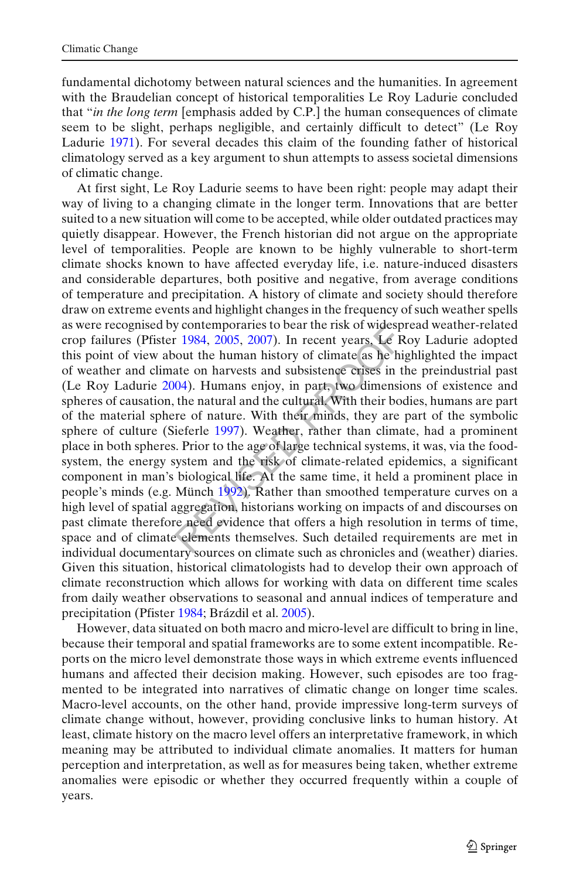fundamental dichotomy between natural sciences and the humanities. In agreement with the Braudelian concept of historical temporalities Le Roy Ladurie concluded that "*in the long term* [emphasis added by C.P.] the human consequences of climate seem to be slight, perhaps negligible, and certainly difficult to detect" (Le Roy Ladurie 1971). For several decades this claim of the founding father of historical climatology served as a key argument to shun attempts to assess societal dimensions of climatic change.

At first sight, Le Roy Ladurie seems to have been right: people may adapt their way of living to a changing climate in the longer term. Innovations that are better suited to a new situation will come to be accepted, while older outdated practices may quietly disappear. However, the French historian did not argue on the appropriate level of temporalities. People are known to be highly vulnerable to short-term climate shocks known to have affected everyday life, i.e. nature-induced disasters and considerable departures, both positive and negative, from average conditions of temperature and precipitation. A history of climate and society should therefore draw on extreme events and highlight changes in the frequency of such weather spells as were recognised by contemporaries to bear the risk of widespread weather-related crop failures (Pfister 1984, 2005, 2007). In recent years, Le Roy Ladurie adopted this point of view about the human history of climate as he highlighted the impact of weather and climate on harvests and subsistence crises in the preindustrial past (Le Roy Ladurie 2004). Humans enjoy, in part, two dimensions of existence and spheres of causation, the natural and the cultural. With their bodies, humans are part of the material sphere of nature. With their minds, they are part of the symbolic sphere of culture (Sieferle 1997). Weather, rather than climate, had a prominent place in both spheres. Prior to the age of large technical systems, it was, via the food-system, the energy system and the risk of climate-related epidemics, a significant component in man's biological life. At the same time, it held a prominent place in people's minds (e.g. Münch 1992). Rather than smoothed temperature curves on a high level of spatial aggregation, historians working on impacts of and discourses on past climate therefore need evidence that offers a high resolution in terms of time, space and of climate elements themselves. Such detailed requirements are met in individual documentary sources on climate such as chronicles and (weather) diaries. Given this situation, historical climatologists had to develop their own approach of climate reconstruction which allows for working with data on different time scales from daily weather observations to seasonal and annual indices of temperature and precipitation (Pfister 1984; Brázdil et al. 2005).

However, data situated on both macro and micro-level are difficult to bring in line, because their temporal and spatial frameworks are to some extent incompatible. Reports on the micro level demonstrate those ways in which extreme events influenced humans and affected their decision making. However, such episodes are too fragmented to be integrated into narratives of climatic change on longer time scales. Macro-level accounts, on the other hand, provide impressive long-term surveys of climate change without, however, providing conclusive links to human history. At least, climate history on the macro level offers an interpretative framework, in which meaning may be attributed to individual climate anomalies. It matters for human perception and interpretation, as well as for measures being taken, whether extreme anomalies were episodic or whether they occurred frequently within a couple of years.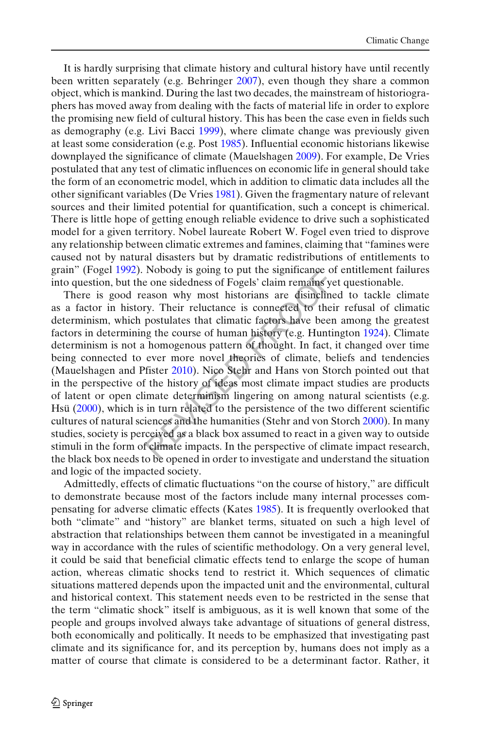It is hardly surprising that climate history and cultural history have until recently been written separately (e.g. Behringer 2007), even though they share a common object, which is mankind. During the last two decades, the mainstream of historiographers has moved away from dealing with the facts of material life in order to explore the promising new field of cultural history. This has been the case even in fields such as demography (e.g. Livi Bacci 1999), where climate change was previously given at least some consideration (e.g. Post 1985). Influential economic historians likewise downplayed the significance of climate (Mauelshagen 2009). For example, De Vries postulated that any test of climatic influences on economic life in general should take the form of an econometric model, which in addition to climatic data includes all the other significant variables (De Vries 1981). Given the fragmentary nature of relevant sources and their limited potential for quantification, such a concept is chimerical. There is little hope of getting enough reliable evidence to drive such a sophisticated model for a given territory. Nobel laureate Robert W. Fogel even tried to disprove any relationship between climatic extremes and famines, claiming that "famines were caused not by natural disasters but by dramatic redistributions of entitlements to grain" (Fogel 1992). Nobody is going to put the significance of entitlement failures into question, but the one sidedness of Fogels' claim remains yet questionable.

There is good reason why most historians are disinclined to tackle climate as a factor in history. Their reluctance is connected to their refusal of climatic determinism, which postulates that climatic factors have been among the greatest factors in determining the course of human history (e.g. Huntington 1924). Climate determinism is not a homogenous pattern of thought. In fact, it changed over time being connected to ever more novel theories of climate, beliefs and tendencies (Mauelshagen and Pfister 2010). Nico Stehr and Hans von Storch pointed out that in the perspective of the history of ideas most climate impact studies are products of latent or open climate determinism lingering on among natural scientists (e.g. Hsü (2000), which is in turn related to the persistence of the two different scientific cultures of natural sciences and the humanities (Stehr and von Storch 2000). In many studies, society is perceived as a black box assumed to react in a given way to outside stimuli in the form of climate impacts. In the perspective of climate impact research, the black box needs to be opened in order to investigate and understand the situation and logic of the impacted society.

Admittedly, effects of climatic fluctuations "on the course of history," are difficult to demonstrate because most of the factors include many internal processes compensating for adverse climatic effects (Kates 1985). It is frequently overlooked that both "climate" and "history" are blanket terms, situated on such a high level of abstraction that relationships between them cannot be investigated in a meaningful way in accordance with the rules of scientific methodology. On a very general level, it could be said that beneficial climatic effects tend to enlarge the scope of human action, whereas climatic shocks tend to restrict it. Which sequences of climatic situations mattered depends upon the impacted unit and the environmental, cultural and historical context. This statement needs even to be restricted in the sense that the term "climatic shock" itself is ambiguous, as it is well known that some of the people and groups involved always take advantage of situations of general distress, both economically and politically. It needs to be emphasized that investigating past climate and its significance for, and its perception by, humans does not imply as a matter of course that climate is considered to be a determinant factor. Rather, it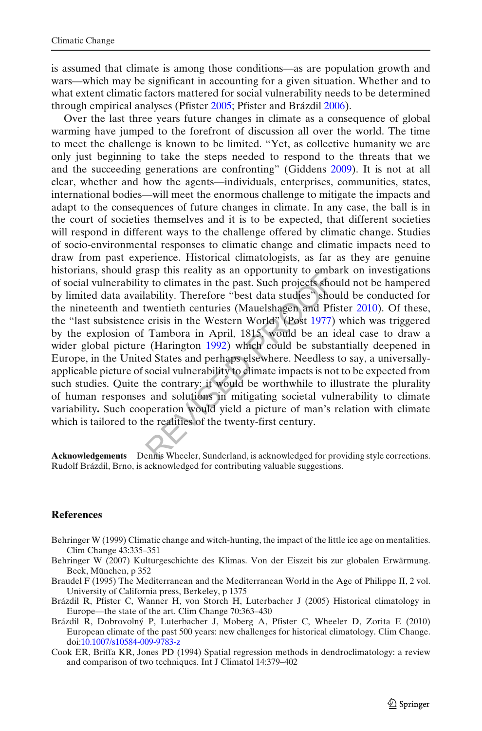is assumed that climate is among those conditions—as are population growth and wars—which may be significant in accounting for a given situation. Whether and to what extent climatic factors mattered for social vulnerability needs to be determined through empirical analyses (Pfister 2005; Pfister and Brázdil 2006).

Over the last three years future changes in climate as a consequence of global warming have jumped to the forefront of discussion all over the world. The time to meet the challenge is known to be limited. "Yet, as collective humanity we are only just beginning to take the steps needed to respond to the threats that we and the succeeding generations are confronting" (Giddens 2009). It is not at all clear, whether and how the agents—individuals, enterprises, communities, states, international bodies—will meet the enormous challenge to mitigate the impacts and adapt to the consequences of future changes in climate. In any case, the ball is in the court of societies themselves and it is to be expected, that different societies will respond in different ways to the challenge offered by climatic change. Studies of socio-environmental responses to climatic change and climatic impacts need to draw from past experience. Historical climatologists, as far as they are genuine historians, should grasp this reality as an opportunity to embark on investigations of social vulnerability to climates in the past. Such projects should not be hampered by limited data availability. Therefore "best data studies" should be conducted for the nineteenth and twentieth centuries (Mauelshagen and Pfister 2010). Of these, the "last subsistence crisis in the Western World" (Post 1977) which was triggered by the explosion of Tambora in April, 1815, would be an ideal case to draw a wider global picture (Harington 1992) which could be substantially deepened in Europe, in the United States and perhaps elsewhere. Needless to say, a universally-applicable picture of social vulnerability to climate impacts is not to be expected from such studies. Quite the contrary: it would be worthwhile to illustrate the plurality of human responses and solutions in mitigating societal vulnerability to climate variability**.** Such cooperation would yield a picture of man's relation with climate which is tailored to the realities of the twenty-first century.

**Acknowledgements** Dennis Wheeler, Sunderland, is acknowledged for providing style corrections. Rudolf Brázdil, Brno, is acknowledged for contributing valuable suggestions.

## References

Behringer W (1999) Climatic change and witch-hunting, the impact of the little ice age on mentalities. Clim Change 43:335–351

Behringer W (2007) Kulturgeschichte des Klimas. Von der Eiszeit bis zur globalen Erwärmung. Beck, München, p 352

Braudel F (1995) The Mediterranean and the Mediterranean World in the Age of Philippe II, 2 vol. University of California press, Berkeley, p 1375

Brázdil R, Pfister C, Wanner H, von Storch H, Luterbacher J (2005) Historical climatology in Europe—the state of the art. Clim Change 70:363–430

Brázdil R, Dobrovolný P, Luterbacher J, Moberg A, Pfister C, Wheeler D, Zorita E (2010) European climate of the past 500 years: new challenges for historical climatology. Clim Change. doi:10.1007/s10584-009-9783-z

Cook ER, Briffa KR, Jones PD (1994) Spatial regression methods in dendroclimatology: a review and comparison of two techniques. Int J Climatol 14:379–402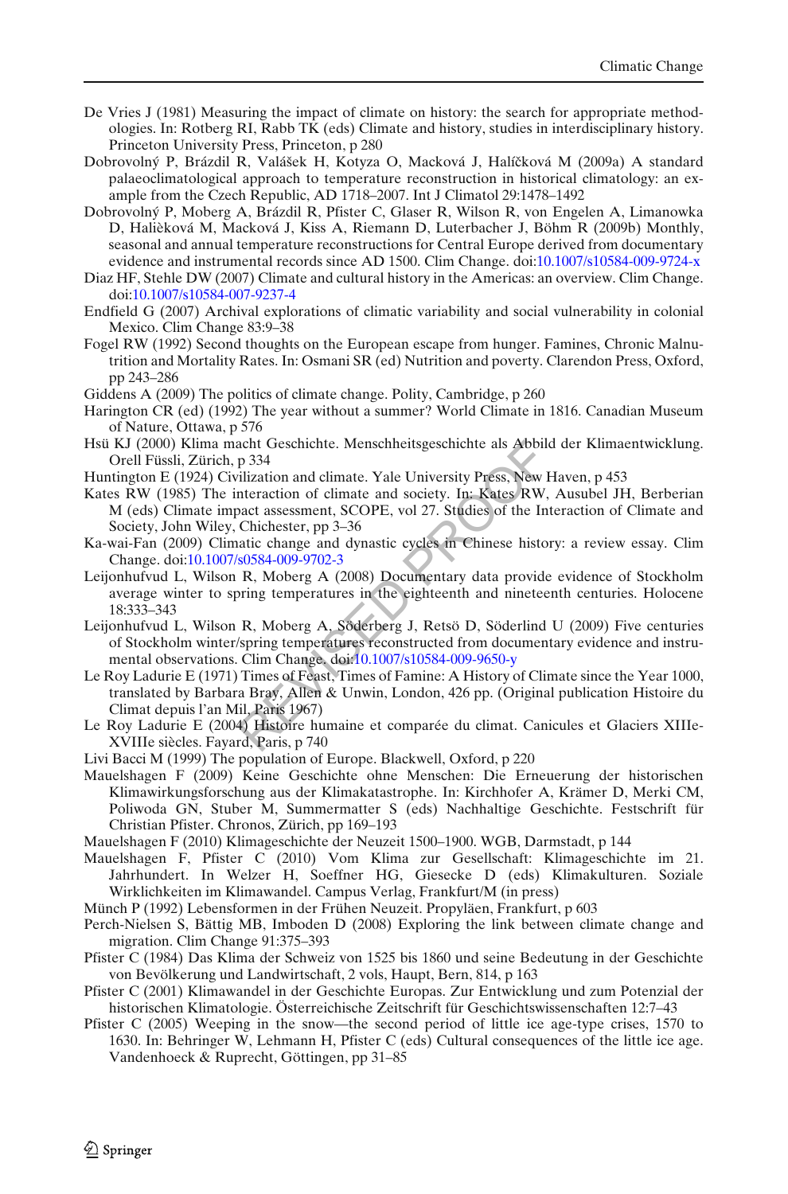De Vries J (1981) Measuring the impact of climate on history: the search for appropriate methodologies. In: Rotberg RI, Rabb TK (eds) Climate and history, studies in interdisciplinary history. Princeton University Press, Princeton, p 280

Dobrovolný P, Brázdil R, Valášek H, Kotyza O, Macková J, Halíčková M (2009a) A standard palaeoclimatological approach to temperature reconstruction in historical climatology: an example from the Czech Republic, AD 1718–2007. Int J Climatol 29:1478–1492

Dobrovolný P, Moberg A, Brázdil R, Pfister C, Glaser R, Wilson R, von Engelen A, Limanowka D, Halièková M, Macková J, Kiss A, Riemann D, Luterbacher J, Böhm R (2009b) Monthly, seasonal and annual temperature reconstructions for Central Europe derived from documentary evidence and instrumental records since AD 1500. Clim Change. doi:10.1007/s10584-009-9724-x

Diaz HF, Stehle DW (2007) Climate and cultural history in the Americas: an overview. Clim Change. doi:10.1007/s10584-007-9237-4

Endfield G (2007) Archival explorations of climatic variability and social vulnerability in colonial Mexico. Clim Change 83:9–38

Fogel RW (1992) Second thoughts on the European escape from hunger. Famines, Chronic Malnutrition and Mortality Rates. In: Osmani SR (ed) Nutrition and poverty. Clarendon Press, Oxford, pp 243–286

Giddens A (2009) The politics of climate change. Polity, Cambridge, p 260

Harington CR (ed) (1992) The year without a summer? World Climate in 1816. Canadian Museum of Nature, Ottawa, p 576

Hsü KJ (2000) Klima macht Geschichte. Menschheitsgeschichte als Abbild der Klimaentwicklung. Orell Füssli, Zürich, p 334

Huntington E (1924) Civilization and climate. Yale University Press, New Haven, p 453

Kates RW (1985) The interaction of climate and society. In: Kates RW, Ausubel JH, Berberian M (eds) Climate impact assessment, SCOPE, vol 27. Studies of the Interaction of Climate and Society, John Wiley, Chichester, pp 3–36

Ka-wai-Fan (2009) Climatic change and dynastic cycles in Chinese history: a review essay. Clim Change. doi:10.1007/s0584-009-9702-3

Leijonhufvud L, Wilson R, Moberg A (2008) Documentary data provide evidence of Stockholm average winter to spring temperatures in the eighteenth and nineteenth centuries. Holocene 18:333–343

Leijonhufvud L, Wilson R, Moberg A, Söderberg J, Retsö D, Söderlind U (2009) Five centuries of Stockholm winter/spring temperatures reconstructed from documentary evidence and instrumental observations. Clim Change. doi:10.1007/s10584-009-9650-y

Le Roy Ladurie E (1971) Times of Feast, Times of Famine: A History of Climate since the Year 1000, translated by Barbara Bray, Allen & Unwin, London, 426 pp. (Original publication Histoire du Climat depuis l'an Mil, Paris 1967)

Le Roy Ladurie E (2004) Histoire humaine et comparée du climat. Canicules et Glaciers XIIIe-XVIIIe siècles. Fayard, Paris, p 740

Livi Bacci M (1999) The population of Europe. Blackwell, Oxford, p 220

Mauelshagen F (2009) Keine Geschichte ohne Menschen: Die Erneuerung der historischen Klimawirkungsforschung aus der Klimakatastrophe. In: Kirchhofer A, Krämer D, Merki CM, Poliwoda GN, Stuber M, Summermatter S (eds) Nachhaltige Geschichte. Festschrift für Christian Pfister. Chronos, Zürich, pp 169–193

Mauelshagen F (2010) Klimageschichte der Neuzeit 1500–1900. WGB, Darmstadt, p 144

Mauelshagen F, Pfister C (2010) Vom Klima zur Gesellschaft: Klimageschichte im 21. Jahrhundert. In Welzer H, Soeffner HG, Giesecke D (eds) Klimakulturen. Soziale Wirklichkeiten im Klimawandel. Campus Verlag, Frankfurt/M (in press)

Münch P (1992) Lebensformen in der Frühen Neuzeit. Propyläen, Frankfurt, p 603

Perch-Nielsen S, Bättig MB, Imboden D (2008) Exploring the link between climate change and migration. Clim Change 91:375–393

Pfister C (1984) Das Klima der Schweiz von 1525 bis 1860 und seine Bedeutung in der Geschichte von Bevölkerung und Landwirtschaft, 2 vols, Haupt, Bern, 814, p 163

Pfister C (2001) Klimawandel in der Geschichte Europas. Zur Entwicklung und zum Potenzial der historischen Klimatologie. Österreichische Zeitschrift für Geschichtswissenschaften 12:7–43

Pfister C (2005) Weeping in the snow—the second period of little ice age-type crises, 1570 to 1630. In: Behringer W, Lehmann H, Pfister C (eds) Cultural consequences of the little ice age. Vandenhoeck & Ruprecht, Göttingen, pp 31–85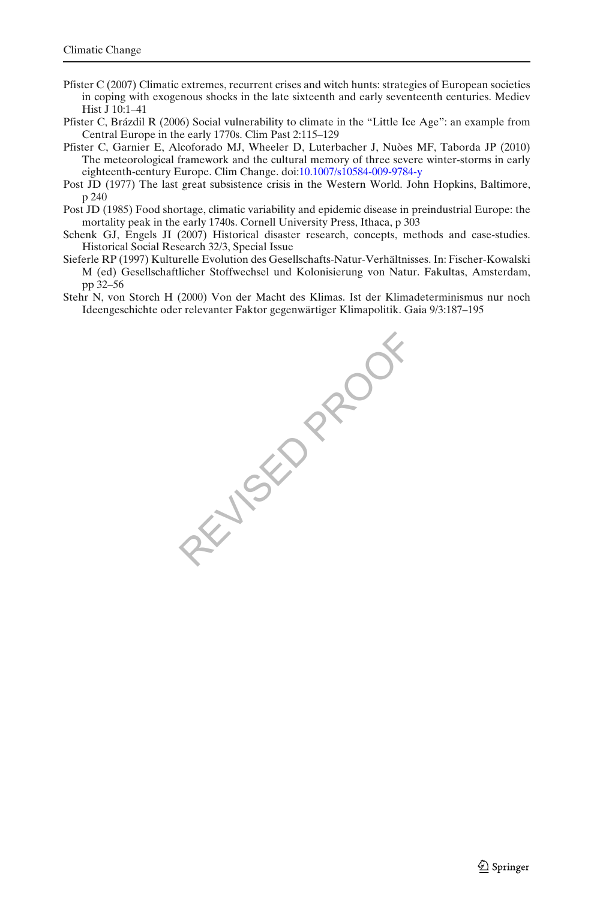Pfister C (2007) Climatic extremes, recurrent crises and witch hunts: strategies of European societies in coping with exogenous shocks in the late sixteenth and early seventeenth centuries. Mediev Hist J 10:1–41

Pfister C, Brázdil R (2006) Social vulnerability to climate in the "Little Ice Age": an example from Central Europe in the early 1770s. Clim Past 2:115–129

Pfister C, Garnier E, Alcoforado MJ, Wheeler D, Luterbacher J, Nuòes MF, Taborda JP (2010) The meteorological framework and the cultural memory of three severe winter-storms in early eighteenth-century Europe. Clim Change. doi:10.1007/s10584-009-9784-y

Post JD (1977) The last great subsistence crisis in the Western World. John Hopkins, Baltimore, p 240

Post JD (1985) Food shortage, climatic variability and epidemic disease in preindustrial Europe: the mortality peak in the early 1740s. Cornell University Press, Ithaca, p 303

Schenk GJ, Engels JI (2007) Historical disaster research, concepts, methods and case-studies. Historical Social Research 32/3, Special Issue

Sieferle RP (1997) Kulturelle Evolution des Gesellschafts-Natur-Verhältnisses. In: Fischer-Kowalski M (ed) Gesellschaftlicher Stoffwechsel und Kolonisierung von Natur. Fakultas, Amsterdam, pp 32–56

Stehr N, von Storch H (2000) Von der Macht des Klimas. Ist der Klimadeterminismus nur noch Ideengeschichte oder relevanter Faktor gegenwärtiger Klimapolitik. Gaia 9/3:187–195